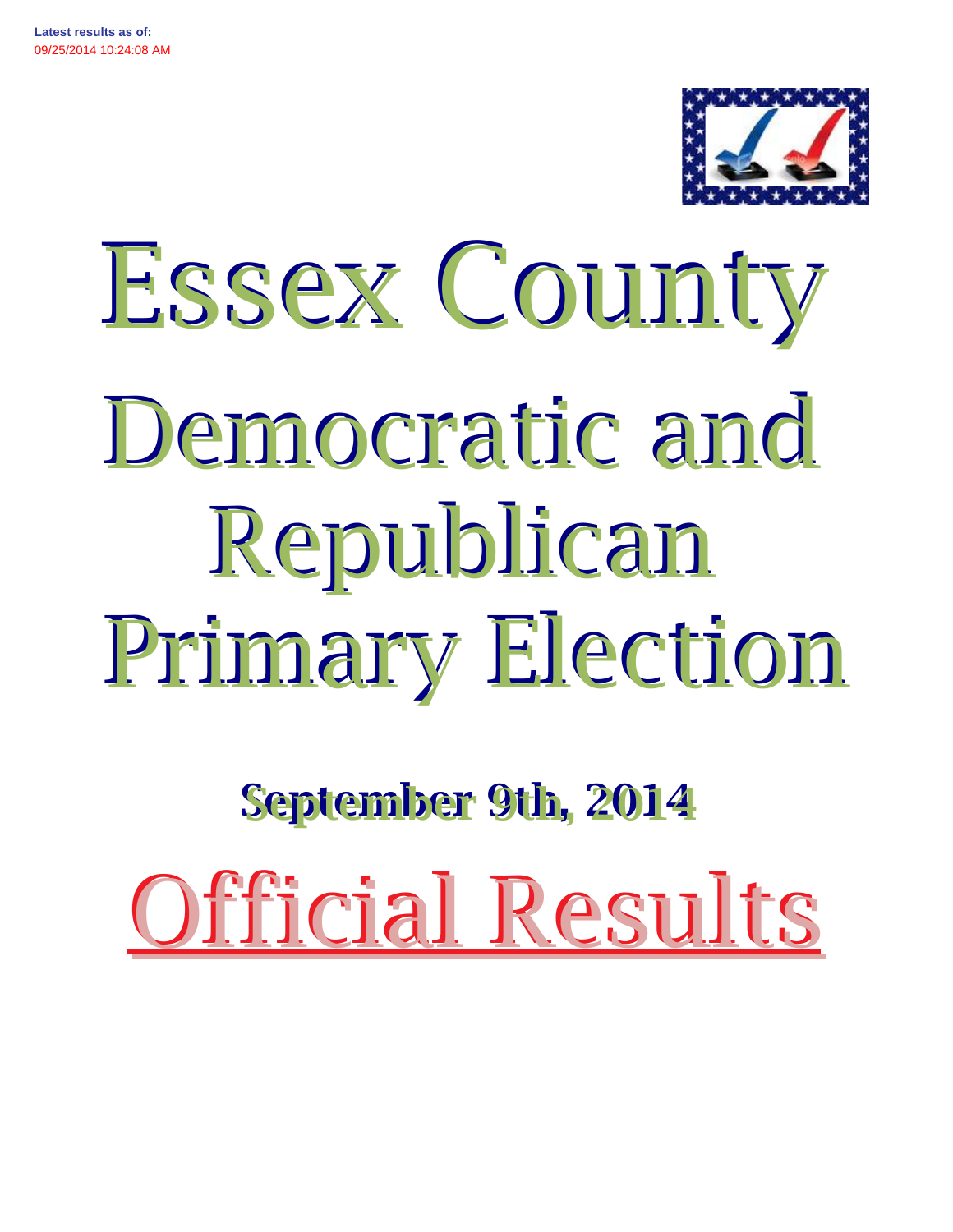**Latest results as of:**
09/25/2014 10:24:08 AM

# Essex County Democratic and Republican Primary Election

## September 9th, 2014

# Official Results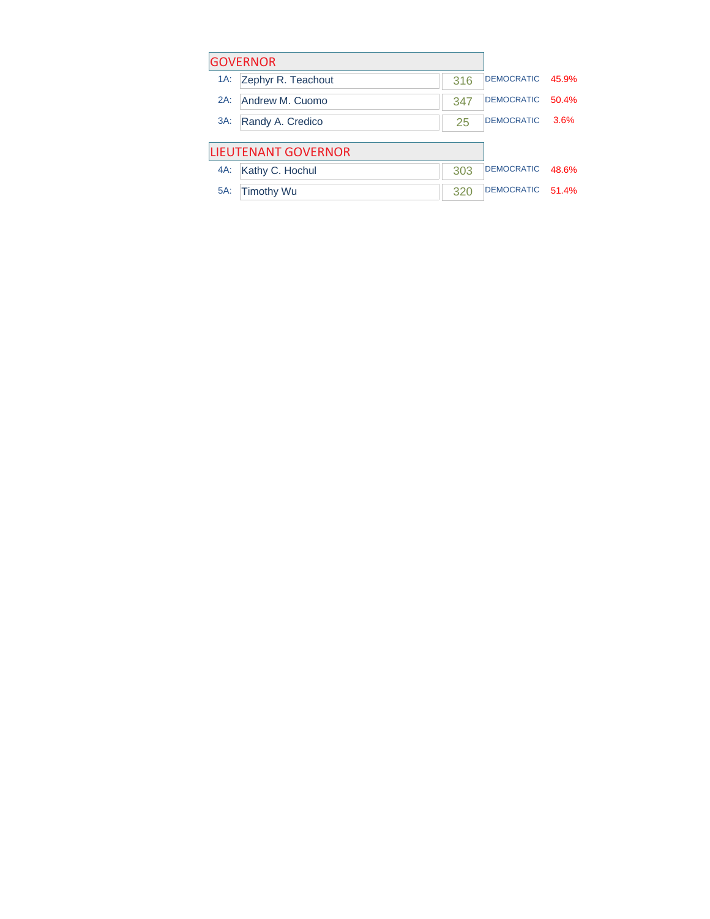## GOVERNOR

| | Candidate | Votes | Party | Percent |
|---|---|---|---|---|
| 1A: | Zephyr R. Teachout | 316 | DEMOCRATIC | 45.9% |
| 2A: | Andrew M. Cuomo | 347 | DEMOCRATIC | 50.4% |
| 3A: | Randy A. Credico | 25 | DEMOCRATIC | 3.6% |

## LIEUTENANT GOVERNOR

| | Candidate | Votes | Party | Percent |
|---|---|---|---|---|
| 4A: | Kathy C. Hochul | 303 | DEMOCRATIC | 48.6% |
| 5A: | Timothy Wu | 320 | DEMOCRATIC | 51.4% |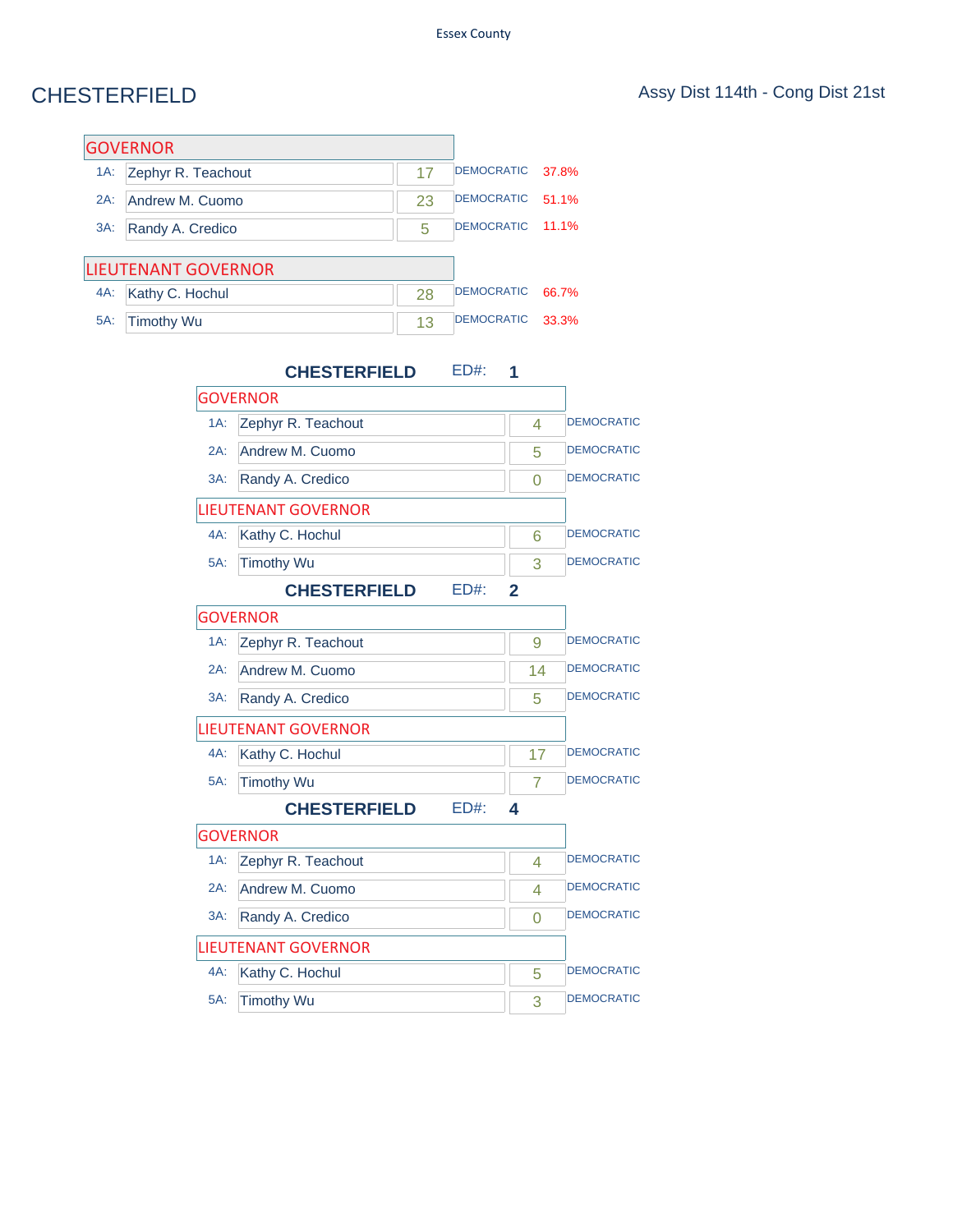Essex County

# CHESTERFIELD

Assy Dist 114th - Cong Dist 21st

| GOVERNOR | | | | |
|---|---|---|---|---|
| 1A: | Zephyr R. Teachout | 17 | DEMOCRATIC | 37.8% |
| 2A: | Andrew M. Cuomo | 23 | DEMOCRATIC | 51.1% |
| 3A: | Randy A. Credico | 5 | DEMOCRATIC | 11.1% |

| LIEUTENANT GOVERNOR | | | | |
|---|---|---|---|---|
| 4A: | Kathy C. Hochul | 28 | DEMOCRATIC | 66.7% |
| 5A: | Timothy Wu | 13 | DEMOCRATIC | 33.3% |

## CHESTERFIELD ED#: 1

| GOVERNOR | | | |
|---|---|---|---|
| 1A: | Zephyr R. Teachout | 4 | DEMOCRATIC |
| 2A: | Andrew M. Cuomo | 5 | DEMOCRATIC |
| 3A: | Randy A. Credico | 0 | DEMOCRATIC |

| LIEUTENANT GOVERNOR | | | |
|---|---|---|---|
| 4A: | Kathy C. Hochul | 6 | DEMOCRATIC |
| 5A: | Timothy Wu | 3 | DEMOCRATIC |

## CHESTERFIELD ED#: 2

| GOVERNOR | | | |
|---|---|---|---|
| 1A: | Zephyr R. Teachout | 9 | DEMOCRATIC |
| 2A: | Andrew M. Cuomo | 14 | DEMOCRATIC |
| 3A: | Randy A. Credico | 5 | DEMOCRATIC |

| LIEUTENANT GOVERNOR | | | |
|---|---|---|---|
| 4A: | Kathy C. Hochul | 17 | DEMOCRATIC |
| 5A: | Timothy Wu | 7 | DEMOCRATIC |

## CHESTERFIELD ED#: 4

| GOVERNOR | | | |
|---|---|---|---|
| 1A: | Zephyr R. Teachout | 4 | DEMOCRATIC |
| 2A: | Andrew M. Cuomo | 4 | DEMOCRATIC |
| 3A: | Randy A. Credico | 0 | DEMOCRATIC |

| LIEUTENANT GOVERNOR | | | |
|---|---|---|---|
| 4A: | Kathy C. Hochul | 5 | DEMOCRATIC |
| 5A: | Timothy Wu | 3 | DEMOCRATIC |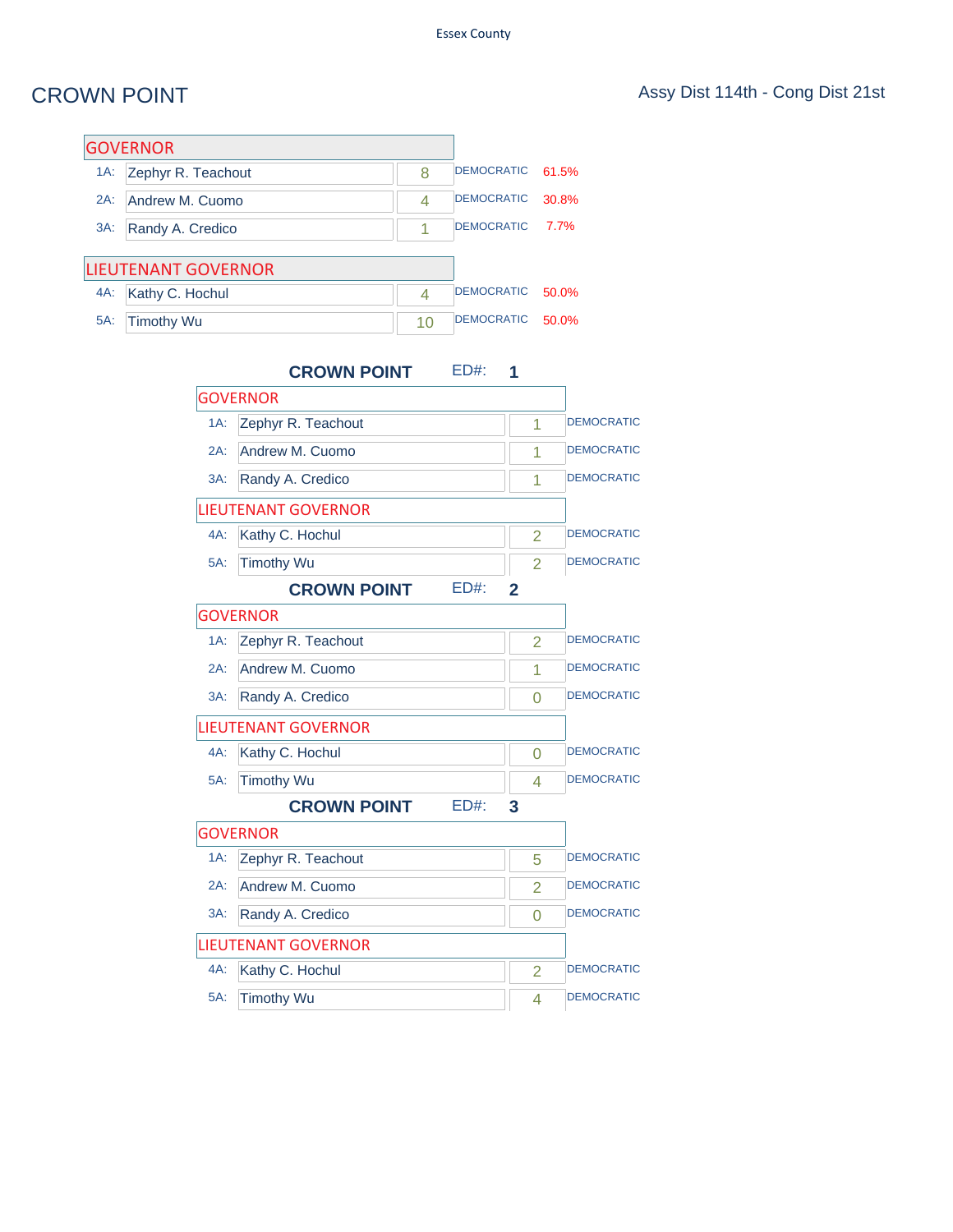Essex County

# CROWN POINT

Assy Dist 114th - Cong Dist 21st

| GOVERNOR | | | | |
|---|---|---|---|---|
| 1A: | Zephyr R. Teachout | 8 | DEMOCRATIC | 61.5% |
| 2A: | Andrew M. Cuomo | 4 | DEMOCRATIC | 30.8% |
| 3A: | Randy A. Credico | 1 | DEMOCRATIC | 7.7% |

| LIEUTENANT GOVERNOR | | | | |
|---|---|---|---|---|
| 4A: | Kathy C. Hochul | 4 | DEMOCRATIC | 50.0% |
| 5A: | Timothy Wu | 10 | DEMOCRATIC | 50.0% |

## CROWN POINT ED#: 1

| GOVERNOR | | | |
|---|---|---|---|
| 1A: | Zephyr R. Teachout | 1 | DEMOCRATIC |
| 2A: | Andrew M. Cuomo | 1 | DEMOCRATIC |
| 3A: | Randy A. Credico | 1 | DEMOCRATIC |

| LIEUTENANT GOVERNOR | | | |
|---|---|---|---|
| 4A: | Kathy C. Hochul | 2 | DEMOCRATIC |
| 5A: | Timothy Wu | 2 | DEMOCRATIC |

## CROWN POINT ED#: 2

| GOVERNOR | | | |
|---|---|---|---|
| 1A: | Zephyr R. Teachout | 2 | DEMOCRATIC |
| 2A: | Andrew M. Cuomo | 1 | DEMOCRATIC |
| 3A: | Randy A. Credico | 0 | DEMOCRATIC |

| LIEUTENANT GOVERNOR | | | |
|---|---|---|---|
| 4A: | Kathy C. Hochul | 0 | DEMOCRATIC |
| 5A: | Timothy Wu | 4 | DEMOCRATIC |

## CROWN POINT ED#: 3

| GOVERNOR | | | |
|---|---|---|---|
| 1A: | Zephyr R. Teachout | 5 | DEMOCRATIC |
| 2A: | Andrew M. Cuomo | 2 | DEMOCRATIC |
| 3A: | Randy A. Credico | 0 | DEMOCRATIC |

| LIEUTENANT GOVERNOR | | | |
|---|---|---|---|
| 4A: | Kathy C. Hochul | 2 | DEMOCRATIC |
| 5A: | Timothy Wu | 4 | DEMOCRATIC |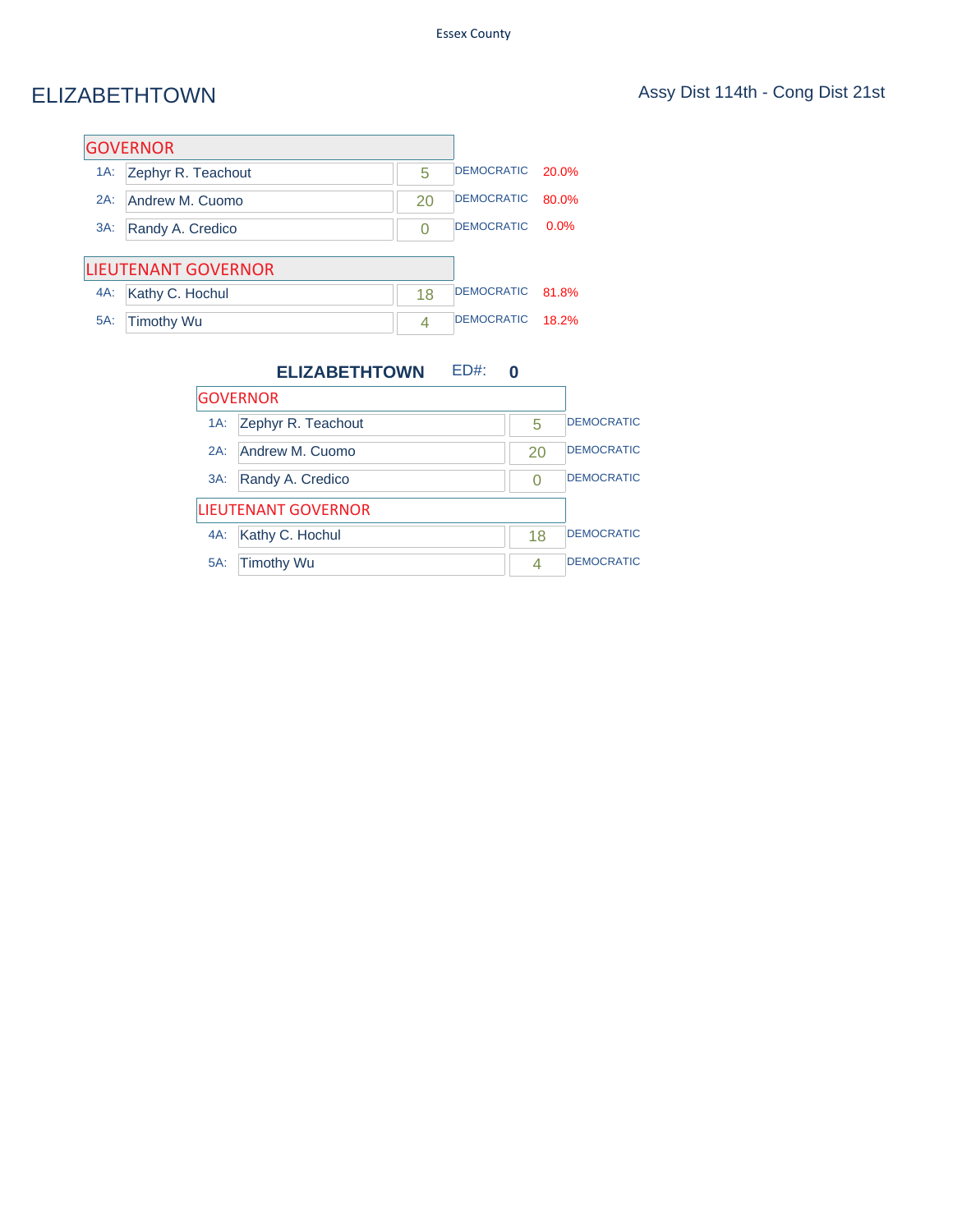# ELIZABETHTOWN

Assy Dist 114th - Cong Dist 21st

## GOVERNOR

| | Candidate | Votes | Party | Percent |
|---|---|---|---|---|
| 1A: | Zephyr R. Teachout | 5 | DEMOCRATIC | 20.0% |
| 2A: | Andrew M. Cuomo | 20 | DEMOCRATIC | 80.0% |
| 3A: | Randy A. Credico | 0 | DEMOCRATIC | 0.0% |

## LIEUTENANT GOVERNOR

| | Candidate | Votes | Party | Percent |
|---|---|---|---|---|
| 4A: | Kathy C. Hochul | 18 | DEMOCRATIC | 81.8% |
| 5A: | Timothy Wu | 4 | DEMOCRATIC | 18.2% |

### ELIZABETHTOWN ED#: 0

#### GOVERNOR

| | Candidate | Votes | Party |
|---|---|---|---|
| 1A: | Zephyr R. Teachout | 5 | DEMOCRATIC |
| 2A: | Andrew M. Cuomo | 20 | DEMOCRATIC |
| 3A: | Randy A. Credico | 0 | DEMOCRATIC |

#### LIEUTENANT GOVERNOR

| | Candidate | Votes | Party |
|---|---|---|---|
| 4A: | Kathy C. Hochul | 18 | DEMOCRATIC |
| 5A: | Timothy Wu | 4 | DEMOCRATIC |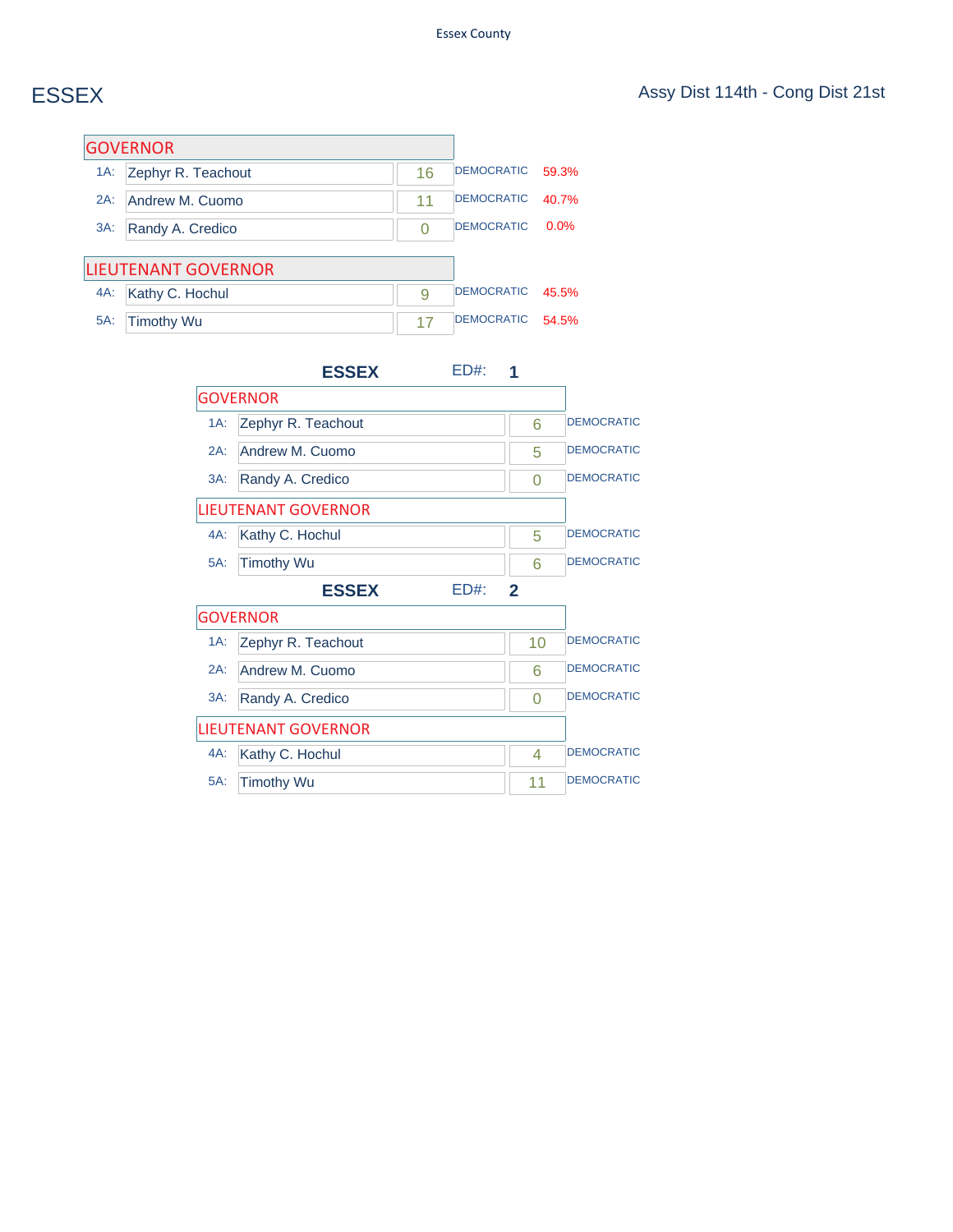Essex County

# ESSEX

Assy Dist 114th - Cong Dist 21st

| GOVERNOR | | | | |
|---|---|---|---|---|
| 1A: | Zephyr R. Teachout | 16 | DEMOCRATIC | 59.3% |
| 2A: | Andrew M. Cuomo | 11 | DEMOCRATIC | 40.7% |
| 3A: | Randy A. Credico | 0 | DEMOCRATIC | 0.0% |

| LIEUTENANT GOVERNOR | | | | |
|---|---|---|---|---|
| 4A: | Kathy C. Hochul | 9 | DEMOCRATIC | 45.5% |
| 5A: | Timothy Wu | 17 | DEMOCRATIC | 54.5% |

## ESSEX ED#: 1

| GOVERNOR | | | |
|---|---|---|---|
| 1A: | Zephyr R. Teachout | 6 | DEMOCRATIC |
| 2A: | Andrew M. Cuomo | 5 | DEMOCRATIC |
| 3A: | Randy A. Credico | 0 | DEMOCRATIC |

| LIEUTENANT GOVERNOR | | | |
|---|---|---|---|
| 4A: | Kathy C. Hochul | 5 | DEMOCRATIC |
| 5A: | Timothy Wu | 6 | DEMOCRATIC |

## ESSEX ED#: 2

| GOVERNOR | | | |
|---|---|---|---|
| 1A: | Zephyr R. Teachout | 10 | DEMOCRATIC |
| 2A: | Andrew M. Cuomo | 6 | DEMOCRATIC |
| 3A: | Randy A. Credico | 0 | DEMOCRATIC |

| LIEUTENANT GOVERNOR | | | |
|---|---|---|---|
| 4A: | Kathy C. Hochul | 4 | DEMOCRATIC |
| 5A: | Timothy Wu | 11 | DEMOCRATIC |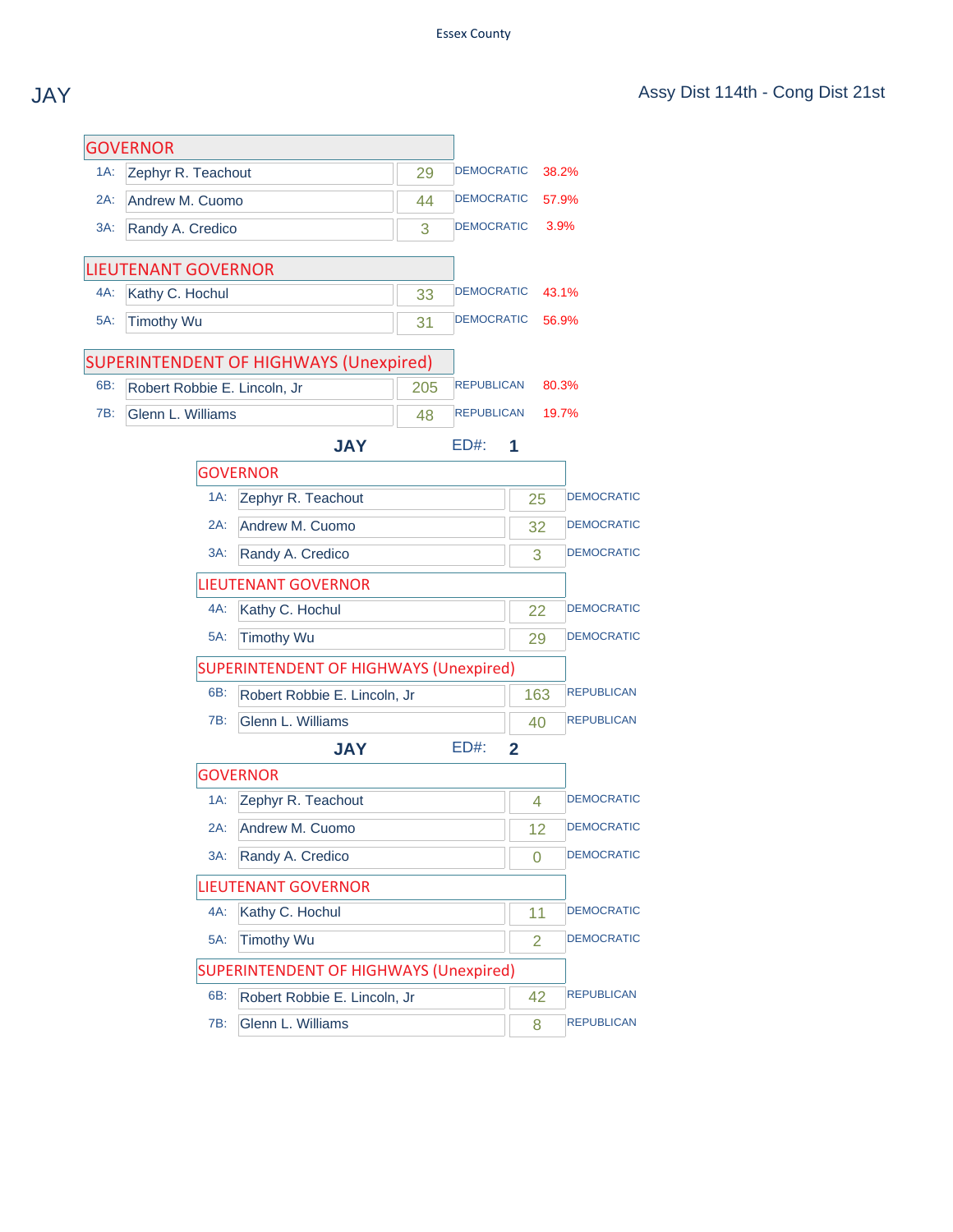Essex County

# JAY

Assy Dist 114th - Cong Dist 21st

| GOVERNOR | | | | |
|---|---|---|---|---|
| 1A: | Zephyr R. Teachout | 29 | DEMOCRATIC | 38.2% |
| 2A: | Andrew M. Cuomo | 44 | DEMOCRATIC | 57.9% |
| 3A: | Randy A. Credico | 3 | DEMOCRATIC | 3.9% |

| LIEUTENANT GOVERNOR | | | | |
|---|---|---|---|---|
| 4A: | Kathy C. Hochul | 33 | DEMOCRATIC | 43.1% |
| 5A: | Timothy Wu | 31 | DEMOCRATIC | 56.9% |

| SUPERINTENDENT OF HIGHWAYS (Unexpired) | | | | |
|---|---|---|---|---|
| 6B: | Robert Robbie E. Lincoln, Jr | 205 | REPUBLICAN | 80.3% |
| 7B: | Glenn L. Williams | 48 | REPUBLICAN | 19.7% |

## JAY ED#: 1

| GOVERNOR | | | |
|---|---|---|---|
| 1A: | Zephyr R. Teachout | 25 | DEMOCRATIC |
| 2A: | Andrew M. Cuomo | 32 | DEMOCRATIC |
| 3A: | Randy A. Credico | 3 | DEMOCRATIC |

| LIEUTENANT GOVERNOR | | | |
|---|---|---|---|
| 4A: | Kathy C. Hochul | 22 | DEMOCRATIC |
| 5A: | Timothy Wu | 29 | DEMOCRATIC |

| SUPERINTENDENT OF HIGHWAYS (Unexpired) | | | |
|---|---|---|---|
| 6B: | Robert Robbie E. Lincoln, Jr | 163 | REPUBLICAN |
| 7B: | Glenn L. Williams | 40 | REPUBLICAN |

## JAY ED#: 2

| GOVERNOR | | | |
|---|---|---|---|
| 1A: | Zephyr R. Teachout | 4 | DEMOCRATIC |
| 2A: | Andrew M. Cuomo | 12 | DEMOCRATIC |
| 3A: | Randy A. Credico | 0 | DEMOCRATIC |

| LIEUTENANT GOVERNOR | | | |
|---|---|---|---|
| 4A: | Kathy C. Hochul | 11 | DEMOCRATIC |
| 5A: | Timothy Wu | 2 | DEMOCRATIC |

| SUPERINTENDENT OF HIGHWAYS (Unexpired) | | | |
|---|---|---|---|
| 6B: | Robert Robbie E. Lincoln, Jr | 42 | REPUBLICAN |
| 7B: | Glenn L. Williams | 8 | REPUBLICAN |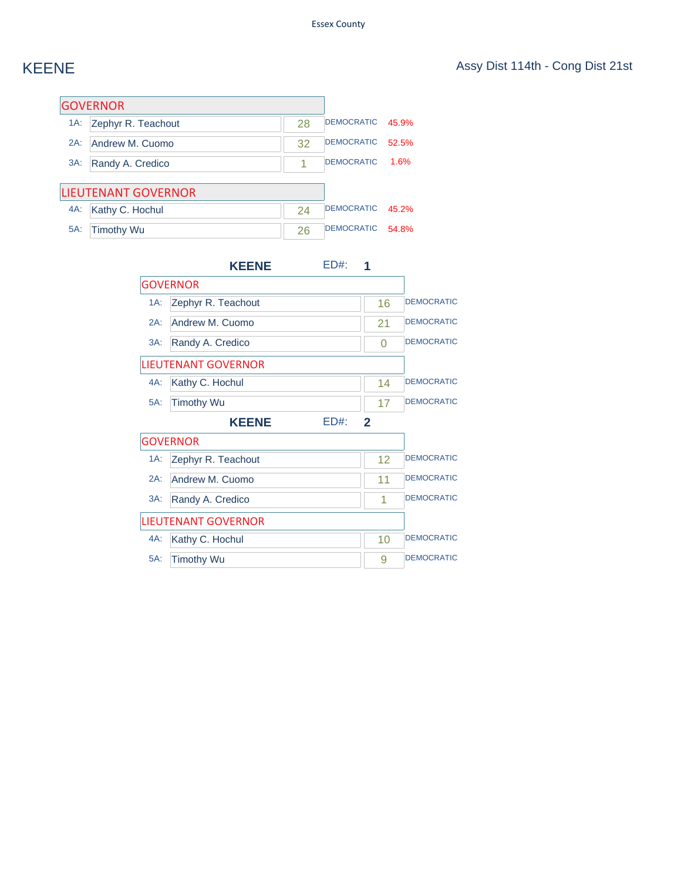Essex County

# KEENE

Assy Dist 114th - Cong Dist 21st

| GOVERNOR | | | | |
|---|---|---|---|---|
| 1A: | Zephyr R. Teachout | 28 | DEMOCRATIC | 45.9% |
| 2A: | Andrew M. Cuomo | 32 | DEMOCRATIC | 52.5% |
| 3A: | Randy A. Credico | 1 | DEMOCRATIC | 1.6% |

| LIEUTENANT GOVERNOR | | | | |
|---|---|---|---|---|
| 4A: | Kathy C. Hochul | 24 | DEMOCRATIC | 45.2% |
| 5A: | Timothy Wu | 26 | DEMOCRATIC | 54.8% |

## KEENE ED#: 1

| GOVERNOR | | | |
|---|---|---|---|
| 1A: | Zephyr R. Teachout | 16 | DEMOCRATIC |
| 2A: | Andrew M. Cuomo | 21 | DEMOCRATIC |
| 3A: | Randy A. Credico | 0 | DEMOCRATIC |

| LIEUTENANT GOVERNOR | | | |
|---|---|---|---|
| 4A: | Kathy C. Hochul | 14 | DEMOCRATIC |
| 5A: | Timothy Wu | 17 | DEMOCRATIC |

## KEENE ED#: 2

| GOVERNOR | | | |
|---|---|---|---|
| 1A: | Zephyr R. Teachout | 12 | DEMOCRATIC |
| 2A: | Andrew M. Cuomo | 11 | DEMOCRATIC |
| 3A: | Randy A. Credico | 1 | DEMOCRATIC |

| LIEUTENANT GOVERNOR | | | |
|---|---|---|---|
| 4A: | Kathy C. Hochul | 10 | DEMOCRATIC |
| 5A: | Timothy Wu | 9 | DEMOCRATIC |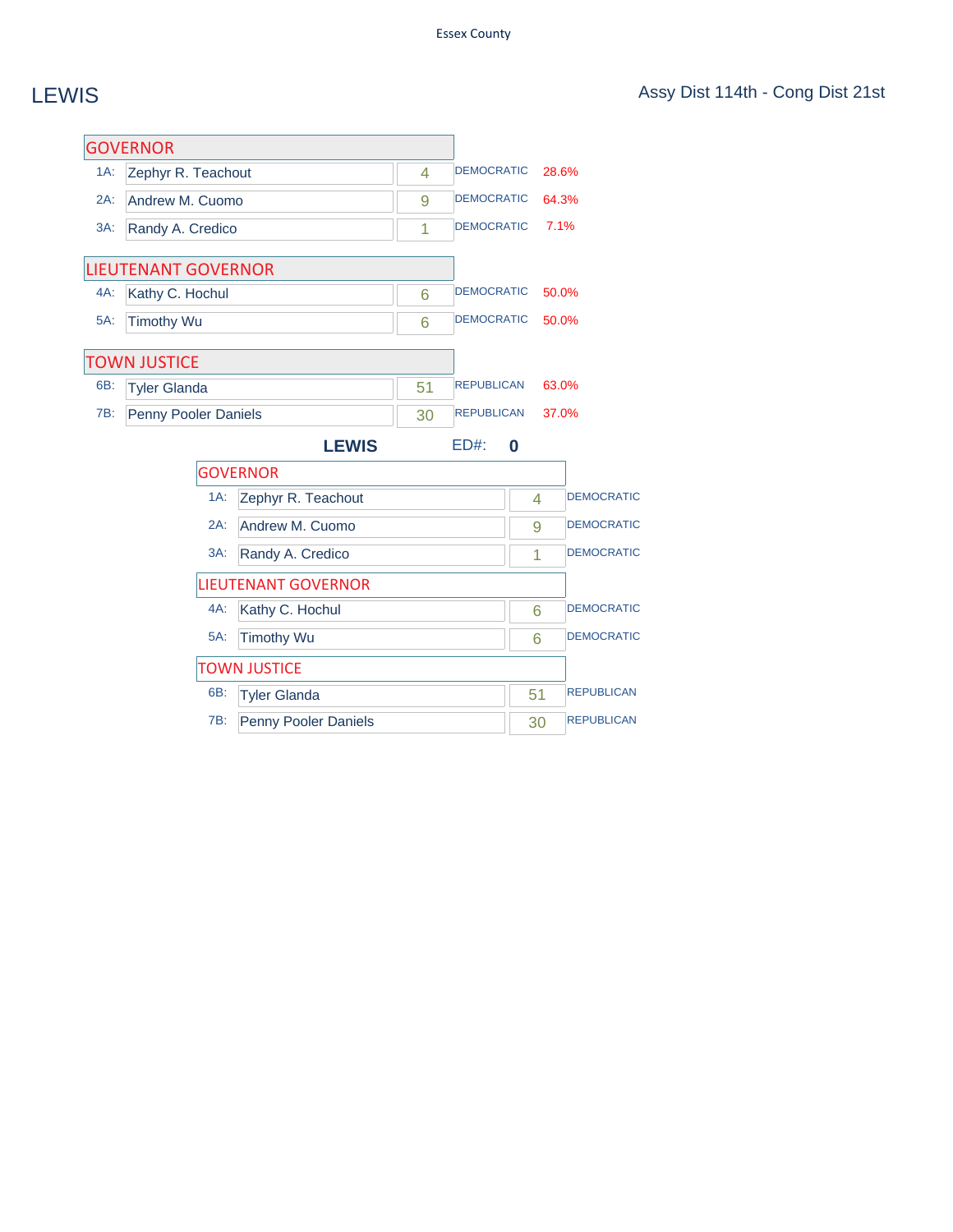# LEWIS

Assy Dist 114th - Cong Dist 21st

## GOVERNOR

| | Candidate | Votes | Party | % |
|---|---|---|---|---|
| 1A: | Zephyr R. Teachout | 4 | DEMOCRATIC | 28.6% |
| 2A: | Andrew M. Cuomo | 9 | DEMOCRATIC | 64.3% |
| 3A: | Randy A. Credico | 1 | DEMOCRATIC | 7.1% |

## LIEUTENANT GOVERNOR

| | Candidate | Votes | Party | % |
|---|---|---|---|---|
| 4A: | Kathy C. Hochul | 6 | DEMOCRATIC | 50.0% |
| 5A: | Timothy Wu | 6 | DEMOCRATIC | 50.0% |

## TOWN JUSTICE

| | Candidate | Votes | Party | % |
|---|---|---|---|---|
| 6B: | Tyler Glanda | 51 | REPUBLICAN | 63.0% |
| 7B: | Penny Pooler Daniels | 30 | REPUBLICAN | 37.0% |

## LEWIS ED#: 0

### GOVERNOR

| | Candidate | Votes | Party |
|---|---|---|---|
| 1A: | Zephyr R. Teachout | 4 | DEMOCRATIC |
| 2A: | Andrew M. Cuomo | 9 | DEMOCRATIC |
| 3A: | Randy A. Credico | 1 | DEMOCRATIC |

### LIEUTENANT GOVERNOR

| | Candidate | Votes | Party |
|---|---|---|---|
| 4A: | Kathy C. Hochul | 6 | DEMOCRATIC |
| 5A: | Timothy Wu | 6 | DEMOCRATIC |

### TOWN JUSTICE

| | Candidate | Votes | Party |
|---|---|---|---|
| 6B: | Tyler Glanda | 51 | REPUBLICAN |
| 7B: | Penny Pooler Daniels | 30 | REPUBLICAN |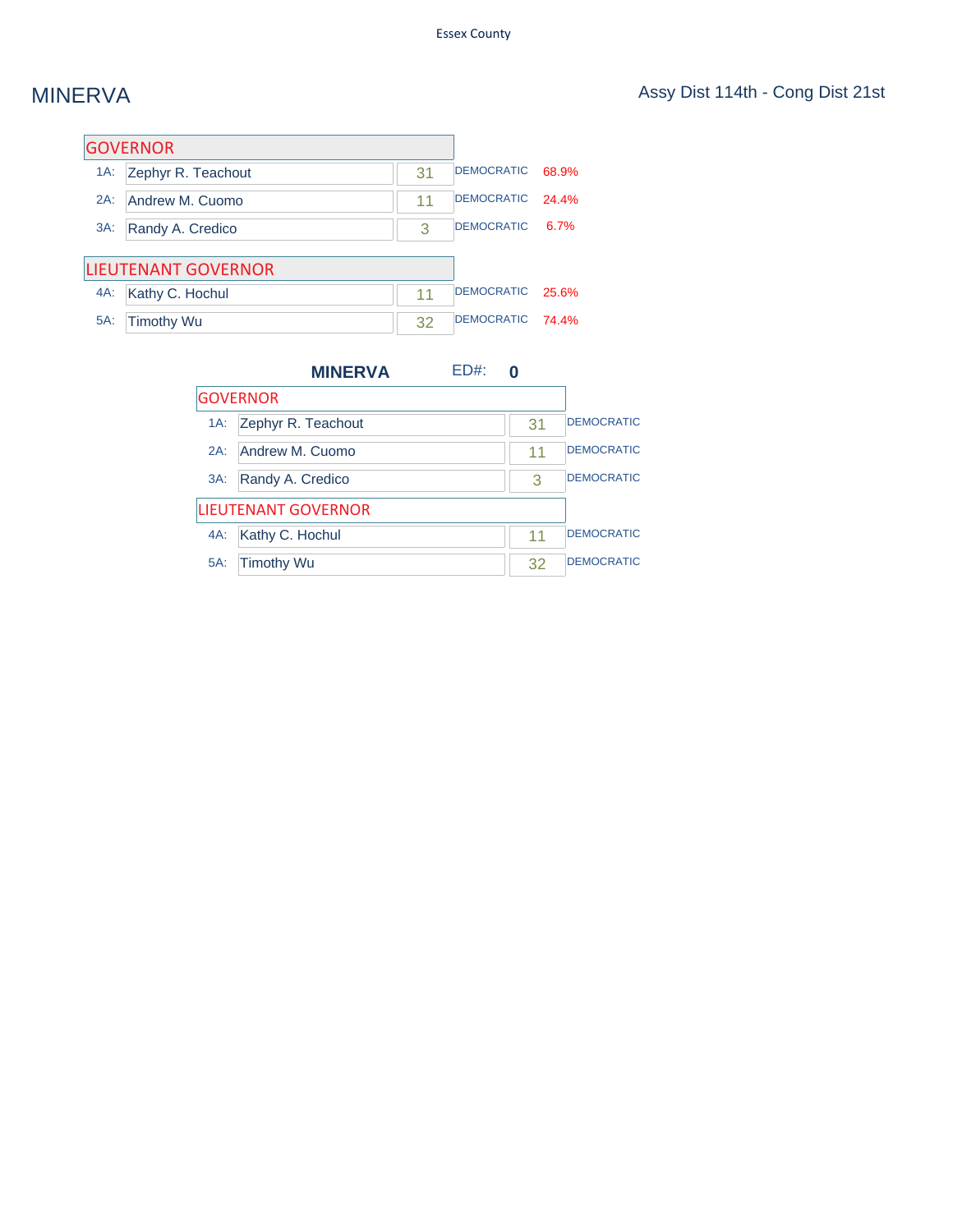# MINERVA

Assy Dist 114th - Cong Dist 21st

| GOVERNOR | | | | |
|---|---|---|---|---|
| 1A: | Zephyr R. Teachout | 31 | DEMOCRATIC | 68.9% |
| 2A: | Andrew M. Cuomo | 11 | DEMOCRATIC | 24.4% |
| 3A: | Randy A. Credico | 3 | DEMOCRATIC | 6.7% |

| LIEUTENANT GOVERNOR | | | | |
|---|---|---|---|---|
| 4A: | Kathy C. Hochul | 11 | DEMOCRATIC | 25.6% |
| 5A: | Timothy Wu | 32 | DEMOCRATIC | 74.4% |

## MINERVA ED#: 0

| GOVERNOR | | | |
|---|---|---|---|
| 1A: | Zephyr R. Teachout | 31 | DEMOCRATIC |
| 2A: | Andrew M. Cuomo | 11 | DEMOCRATIC |
| 3A: | Randy A. Credico | 3 | DEMOCRATIC |

| LIEUTENANT GOVERNOR | | | |
|---|---|---|---|
| 4A: | Kathy C. Hochul | 11 | DEMOCRATIC |
| 5A: | Timothy Wu | 32 | DEMOCRATIC |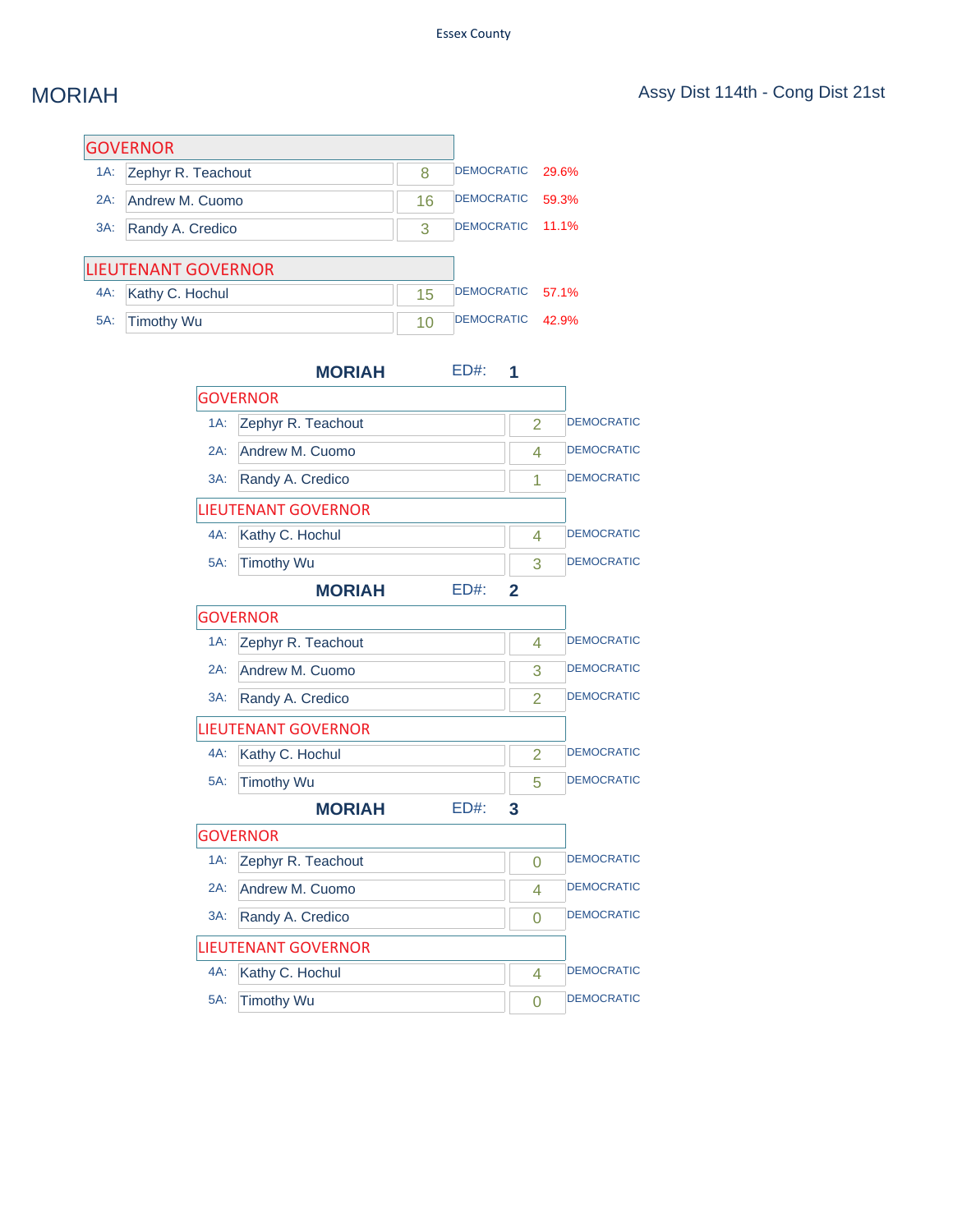Essex County

# MORIAH

Assy Dist 114th - Cong Dist 21st

| GOVERNOR | | | | |
|---|---|---|---|---|
| 1A: | Zephyr R. Teachout | 8 | DEMOCRATIC | 29.6% |
| 2A: | Andrew M. Cuomo | 16 | DEMOCRATIC | 59.3% |
| 3A: | Randy A. Credico | 3 | DEMOCRATIC | 11.1% |

| LIEUTENANT GOVERNOR | | | | |
|---|---|---|---|---|
| 4A: | Kathy C. Hochul | 15 | DEMOCRATIC | 57.1% |
| 5A: | Timothy Wu | 10 | DEMOCRATIC | 42.9% |

## MORIAH ED#: 1

| GOVERNOR | | | |
|---|---|---|---|
| 1A: | Zephyr R. Teachout | 2 | DEMOCRATIC |
| 2A: | Andrew M. Cuomo | 4 | DEMOCRATIC |
| 3A: | Randy A. Credico | 1 | DEMOCRATIC |

| LIEUTENANT GOVERNOR | | | |
|---|---|---|---|
| 4A: | Kathy C. Hochul | 4 | DEMOCRATIC |
| 5A: | Timothy Wu | 3 | DEMOCRATIC |

## MORIAH ED#: 2

| GOVERNOR | | | |
|---|---|---|---|
| 1A: | Zephyr R. Teachout | 4 | DEMOCRATIC |
| 2A: | Andrew M. Cuomo | 3 | DEMOCRATIC |
| 3A: | Randy A. Credico | 2 | DEMOCRATIC |

| LIEUTENANT GOVERNOR | | | |
|---|---|---|---|
| 4A: | Kathy C. Hochul | 2 | DEMOCRATIC |
| 5A: | Timothy Wu | 5 | DEMOCRATIC |

## MORIAH ED#: 3

| GOVERNOR | | | |
|---|---|---|---|
| 1A: | Zephyr R. Teachout | 0 | DEMOCRATIC |
| 2A: | Andrew M. Cuomo | 4 | DEMOCRATIC |
| 3A: | Randy A. Credico | 0 | DEMOCRATIC |

| LIEUTENANT GOVERNOR | | | |
|---|---|---|---|
| 4A: | Kathy C. Hochul | 4 | DEMOCRATIC |
| 5A: | Timothy Wu | 0 | DEMOCRATIC |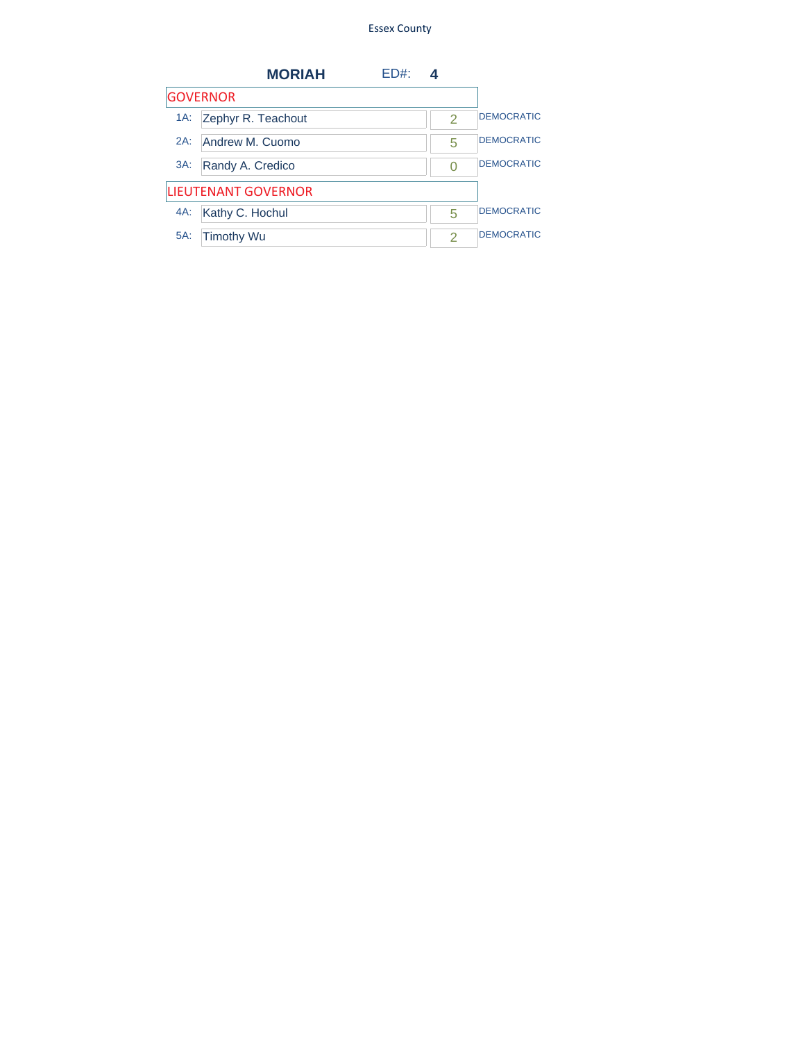Essex County

## MORIAH ED#: 4

### GOVERNOR

| # | Candidate | Votes | Party |
|---|---|---|---|
| 1A: | Zephyr R. Teachout | 2 | DEMOCRATIC |
| 2A: | Andrew M. Cuomo | 5 | DEMOCRATIC |
| 3A: | Randy A. Credico | 0 | DEMOCRATIC |

### LIEUTENANT GOVERNOR

| # | Candidate | Votes | Party |
|---|---|---|---|
| 4A: | Kathy C. Hochul | 5 | DEMOCRATIC |
| 5A: | Timothy Wu | 2 | DEMOCRATIC |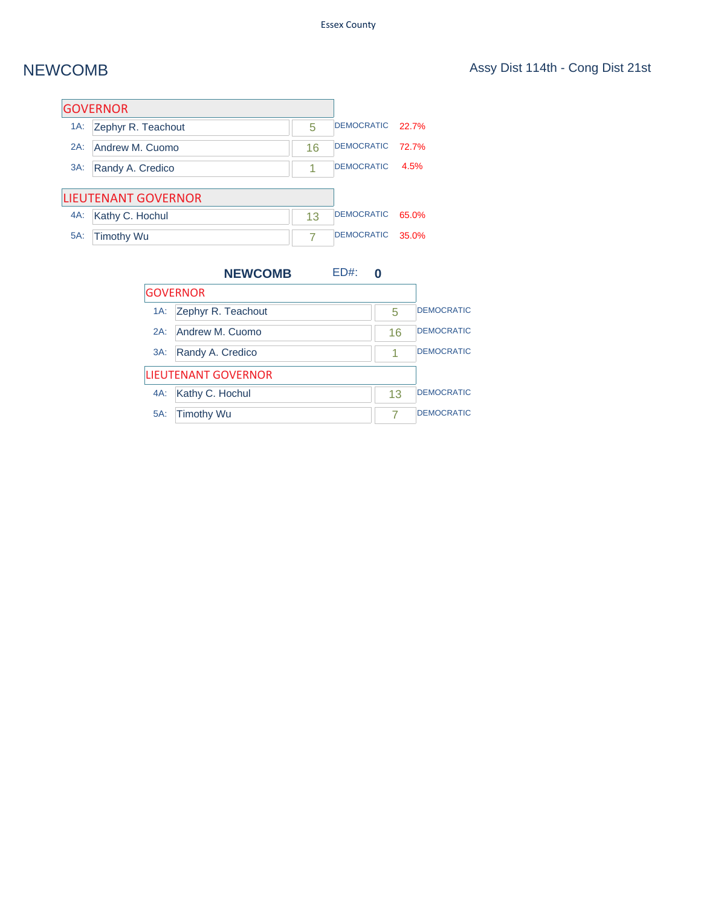Essex County

# NEWCOMB

Assy Dist 114th - Cong Dist 21st

| GOVERNOR | | | | |
|---|---|---|---|---|
| 1A: | Zephyr R. Teachout | 5 | DEMOCRATIC | 22.7% |
| 2A: | Andrew M. Cuomo | 16 | DEMOCRATIC | 72.7% |
| 3A: | Randy A. Credico | 1 | DEMOCRATIC | 4.5% |

| LIEUTENANT GOVERNOR | | | | |
|---|---|---|---|---|
| 4A: | Kathy C. Hochul | 13 | DEMOCRATIC | 65.0% |
| 5A: | Timothy Wu | 7 | DEMOCRATIC | 35.0% |

**NEWCOMB** ED#: **0**

| GOVERNOR | | | |
|---|---|---|---|
| 1A: | Zephyr R. Teachout | 5 | DEMOCRATIC |
| 2A: | Andrew M. Cuomo | 16 | DEMOCRATIC |
| 3A: | Randy A. Credico | 1 | DEMOCRATIC |

| LIEUTENANT GOVERNOR | | | |
|---|---|---|---|
| 4A: | Kathy C. Hochul | 13 | DEMOCRATIC |
| 5A: | Timothy Wu | 7 | DEMOCRATIC |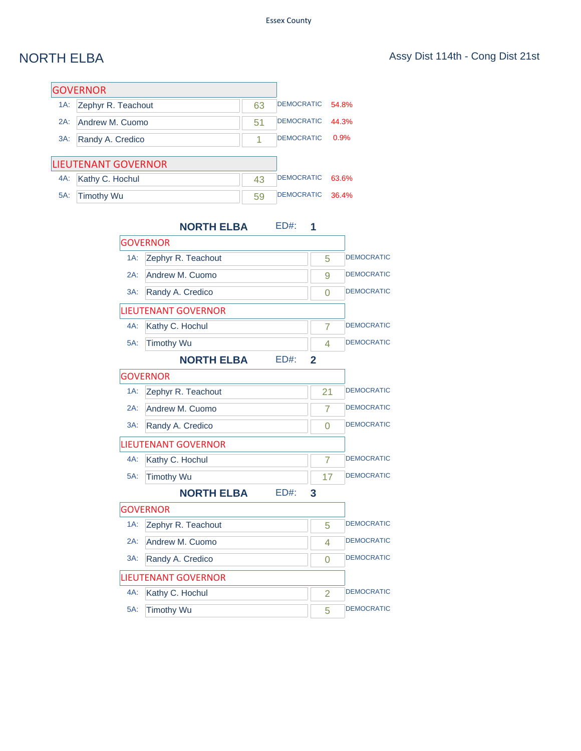Essex County

# NORTH ELBA

Assy Dist 114th - Cong Dist 21st

## GOVERNOR

| | Candidate | Votes | Party | % |
|---|---|---|---|---|
| 1A: | Zephyr R. Teachout | 63 | DEMOCRATIC | 54.8% |
| 2A: | Andrew M. Cuomo | 51 | DEMOCRATIC | 44.3% |
| 3A: | Randy A. Credico | 1 | DEMOCRATIC | 0.9% |

## LIEUTENANT GOVERNOR

| | Candidate | Votes | Party | % |
|---|---|---|---|---|
| 4A: | Kathy C. Hochul | 43 | DEMOCRATIC | 63.6% |
| 5A: | Timothy Wu | 59 | DEMOCRATIC | 36.4% |

### NORTH ELBA ED#: 1

**GOVERNOR**

| | Candidate | Votes | Party |
|---|---|---|---|
| 1A: | Zephyr R. Teachout | 5 | DEMOCRATIC |
| 2A: | Andrew M. Cuomo | 9 | DEMOCRATIC |
| 3A: | Randy A. Credico | 0 | DEMOCRATIC |

**LIEUTENANT GOVERNOR**

| | Candidate | Votes | Party |
|---|---|---|---|
| 4A: | Kathy C. Hochul | 7 | DEMOCRATIC |
| 5A: | Timothy Wu | 4 | DEMOCRATIC |

### NORTH ELBA ED#: 2

**GOVERNOR**

| | Candidate | Votes | Party |
|---|---|---|---|
| 1A: | Zephyr R. Teachout | 21 | DEMOCRATIC |
| 2A: | Andrew M. Cuomo | 7 | DEMOCRATIC |
| 3A: | Randy A. Credico | 0 | DEMOCRATIC |

**LIEUTENANT GOVERNOR**

| | Candidate | Votes | Party |
|---|---|---|---|
| 4A: | Kathy C. Hochul | 7 | DEMOCRATIC |
| 5A: | Timothy Wu | 17 | DEMOCRATIC |

### NORTH ELBA ED#: 3

**GOVERNOR**

| | Candidate | Votes | Party |
|---|---|---|---|
| 1A: | Zephyr R. Teachout | 5 | DEMOCRATIC |
| 2A: | Andrew M. Cuomo | 4 | DEMOCRATIC |
| 3A: | Randy A. Credico | 0 | DEMOCRATIC |

**LIEUTENANT GOVERNOR**

| | Candidate | Votes | Party |
|---|---|---|---|
| 4A: | Kathy C. Hochul | 2 | DEMOCRATIC |
| 5A: | Timothy Wu | 5 | DEMOCRATIC |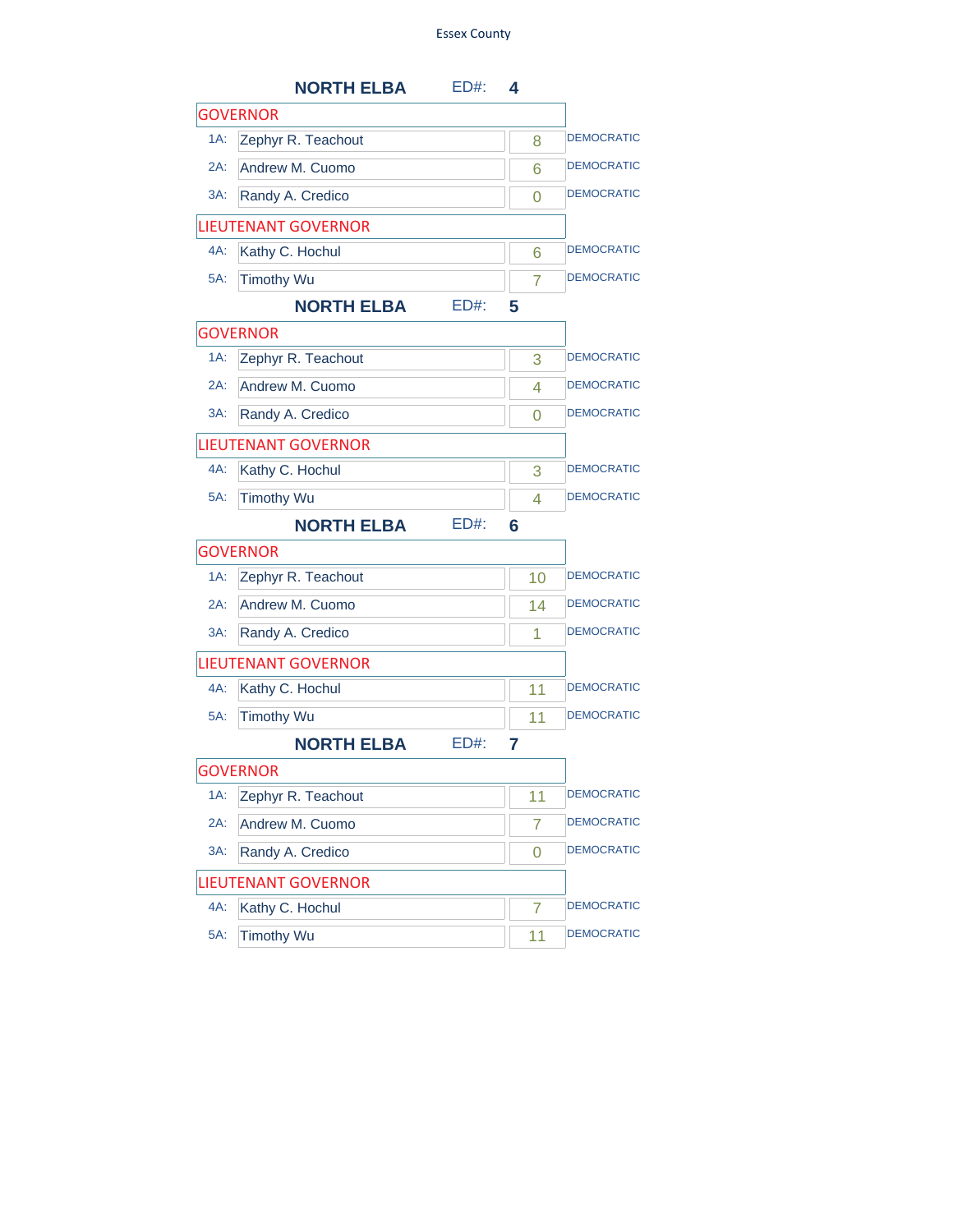Essex County

## NORTH ELBA ED#: 4

**GOVERNOR**

| | Candidate | Votes | Party |
|---|---|---|---|
| 1A: | Zephyr R. Teachout | 8 | DEMOCRATIC |
| 2A: | Andrew M. Cuomo | 6 | DEMOCRATIC |
| 3A: | Randy A. Credico | 0 | DEMOCRATIC |

**LIEUTENANT GOVERNOR**

| | Candidate | Votes | Party |
|---|---|---|---|
| 4A: | Kathy C. Hochul | 6 | DEMOCRATIC |
| 5A: | Timothy Wu | 7 | DEMOCRATIC |

## NORTH ELBA ED#: 5

**GOVERNOR**

| | Candidate | Votes | Party |
|---|---|---|---|
| 1A: | Zephyr R. Teachout | 3 | DEMOCRATIC |
| 2A: | Andrew M. Cuomo | 4 | DEMOCRATIC |
| 3A: | Randy A. Credico | 0 | DEMOCRATIC |

**LIEUTENANT GOVERNOR**

| | Candidate | Votes | Party |
|---|---|---|---|
| 4A: | Kathy C. Hochul | 3 | DEMOCRATIC |
| 5A: | Timothy Wu | 4 | DEMOCRATIC |

## NORTH ELBA ED#: 6

**GOVERNOR**

| | Candidate | Votes | Party |
|---|---|---|---|
| 1A: | Zephyr R. Teachout | 10 | DEMOCRATIC |
| 2A: | Andrew M. Cuomo | 14 | DEMOCRATIC |
| 3A: | Randy A. Credico | 1 | DEMOCRATIC |

**LIEUTENANT GOVERNOR**

| | Candidate | Votes | Party |
|---|---|---|---|
| 4A: | Kathy C. Hochul | 11 | DEMOCRATIC |
| 5A: | Timothy Wu | 11 | DEMOCRATIC |

## NORTH ELBA ED#: 7

**GOVERNOR**

| | Candidate | Votes | Party |
|---|---|---|---|
| 1A: | Zephyr R. Teachout | 11 | DEMOCRATIC |
| 2A: | Andrew M. Cuomo | 7 | DEMOCRATIC |
| 3A: | Randy A. Credico | 0 | DEMOCRATIC |

**LIEUTENANT GOVERNOR**

| | Candidate | Votes | Party |
|---|---|---|---|
| 4A: | Kathy C. Hochul | 7 | DEMOCRATIC |
| 5A: | Timothy Wu | 11 | DEMOCRATIC |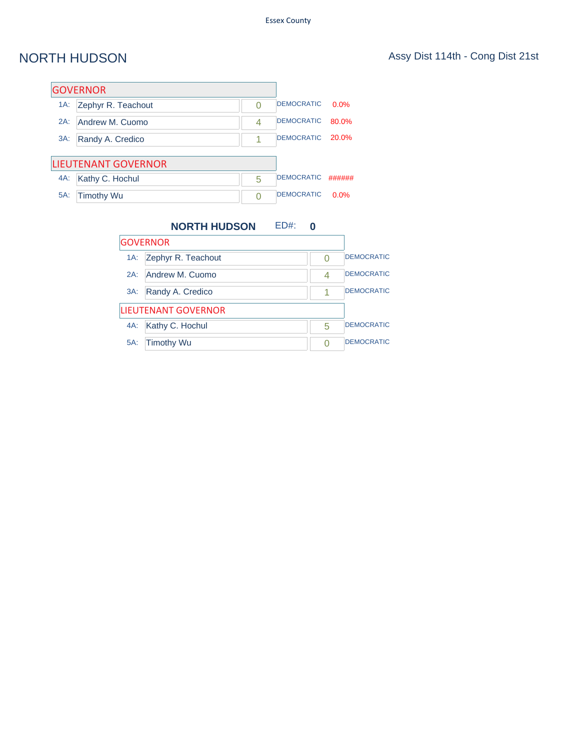Essex County

# NORTH HUDSON

Assy Dist 114th - Cong Dist 21st

| GOVERNOR | | | | |
|---|---|---|---|---|
| 1A: | Zephyr R. Teachout | 0 | DEMOCRATIC | 0.0% |
| 2A: | Andrew M. Cuomo | 4 | DEMOCRATIC | 80.0% |
| 3A: | Randy A. Credico | 1 | DEMOCRATIC | 20.0% |

| LIEUTENANT GOVERNOR | | | | |
|---|---|---|---|---|
| 4A: | Kathy C. Hochul | 5 | DEMOCRATIC | ###### |
| 5A: | Timothy Wu | 0 | DEMOCRATIC | 0.0% |

## NORTH HUDSON ED#: 0

| GOVERNOR | | | |
|---|---|---|---|
| 1A: | Zephyr R. Teachout | 0 | DEMOCRATIC |
| 2A: | Andrew M. Cuomo | 4 | DEMOCRATIC |
| 3A: | Randy A. Credico | 1 | DEMOCRATIC |

| LIEUTENANT GOVERNOR | | | |
|---|---|---|---|
| 4A: | Kathy C. Hochul | 5 | DEMOCRATIC |
| 5A: | Timothy Wu | 0 | DEMOCRATIC |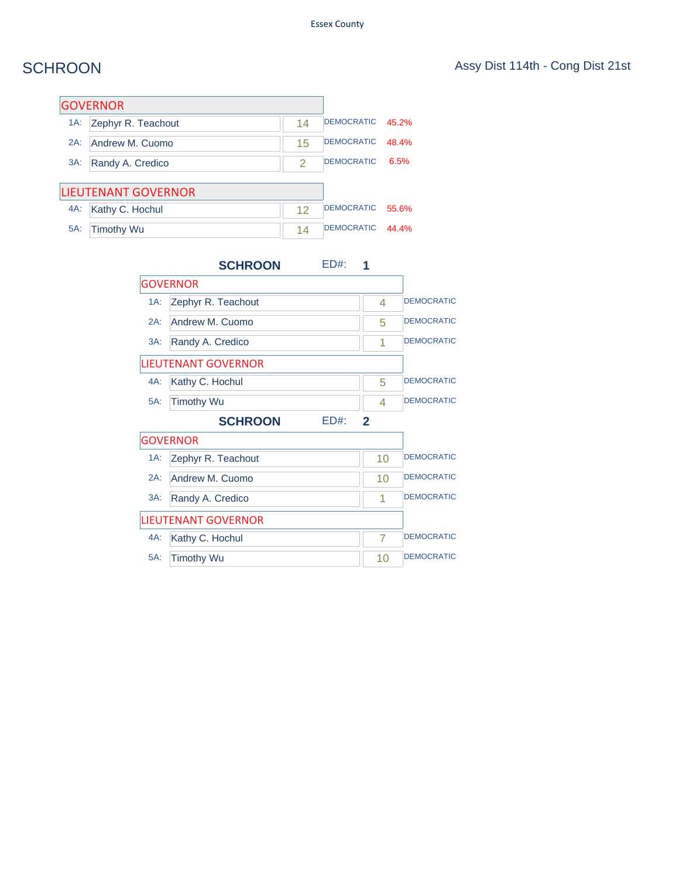Essex County

# SCHROON

Assy Dist 114th - Cong Dist 21st

## GOVERNOR

| | Candidate | Votes | Party | Percent |
|---|---|---|---|---|
| 1A: | Zephyr R. Teachout | 14 | DEMOCRATIC | 45.2% |
| 2A: | Andrew M. Cuomo | 15 | DEMOCRATIC | 48.4% |
| 3A: | Randy A. Credico | 2 | DEMOCRATIC | 6.5% |

## LIEUTENANT GOVERNOR

| | Candidate | Votes | Party | Percent |
|---|---|---|---|---|
| 4A: | Kathy C. Hochul | 12 | DEMOCRATIC | 55.6% |
| 5A: | Timothy Wu | 14 | DEMOCRATIC | 44.4% |

### SCHROON ED#: 1

**GOVERNOR**

| | Candidate | Votes | Party |
|---|---|---|---|
| 1A: | Zephyr R. Teachout | 4 | DEMOCRATIC |
| 2A: | Andrew M. Cuomo | 5 | DEMOCRATIC |
| 3A: | Randy A. Credico | 1 | DEMOCRATIC |

**LIEUTENANT GOVERNOR**

| | Candidate | Votes | Party |
|---|---|---|---|
| 4A: | Kathy C. Hochul | 5 | DEMOCRATIC |
| 5A: | Timothy Wu | 4 | DEMOCRATIC |

### SCHROON ED#: 2

**GOVERNOR**

| | Candidate | Votes | Party |
|---|---|---|---|
| 1A: | Zephyr R. Teachout | 10 | DEMOCRATIC |
| 2A: | Andrew M. Cuomo | 10 | DEMOCRATIC |
| 3A: | Randy A. Credico | 1 | DEMOCRATIC |

**LIEUTENANT GOVERNOR**

| | Candidate | Votes | Party |
|---|---|---|---|
| 4A: | Kathy C. Hochul | 7 | DEMOCRATIC |
| 5A: | Timothy Wu | 10 | DEMOCRATIC |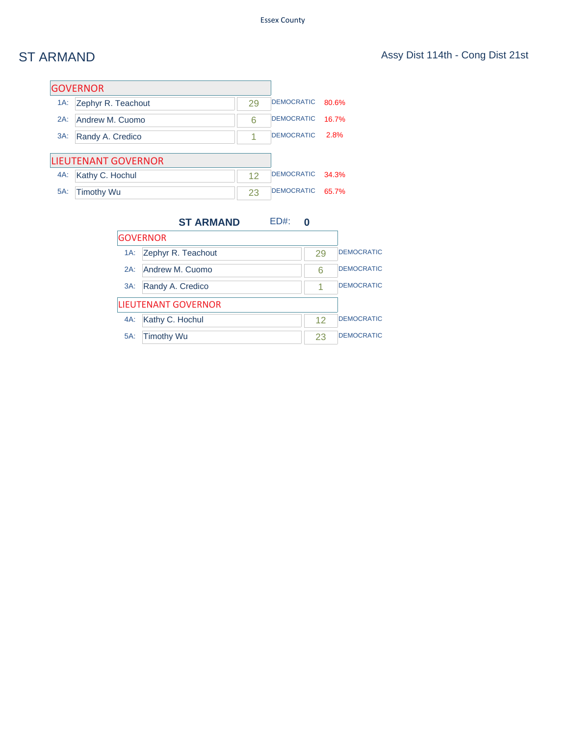# ST ARMAND

Assy Dist 114th - Cong Dist 21st

| GOVERNOR | | | | |
|---|---|---|---|---|
| 1A: | Zephyr R. Teachout | 29 | DEMOCRATIC | 80.6% |
| 2A: | Andrew M. Cuomo | 6 | DEMOCRATIC | 16.7% |
| 3A: | Randy A. Credico | 1 | DEMOCRATIC | 2.8% |

| LIEUTENANT GOVERNOR | | | | |
|---|---|---|---|---|
| 4A: | Kathy C. Hochul | 12 | DEMOCRATIC | 34.3% |
| 5A: | Timothy Wu | 23 | DEMOCRATIC | 65.7% |

**ST ARMAND** ED#: **0**

| GOVERNOR | | | |
|---|---|---|---|
| 1A: | Zephyr R. Teachout | 29 | DEMOCRATIC |
| 2A: | Andrew M. Cuomo | 6 | DEMOCRATIC |
| 3A: | Randy A. Credico | 1 | DEMOCRATIC |

| LIEUTENANT GOVERNOR | | | |
|---|---|---|---|
| 4A: | Kathy C. Hochul | 12 | DEMOCRATIC |
| 5A: | Timothy Wu | 23 | DEMOCRATIC |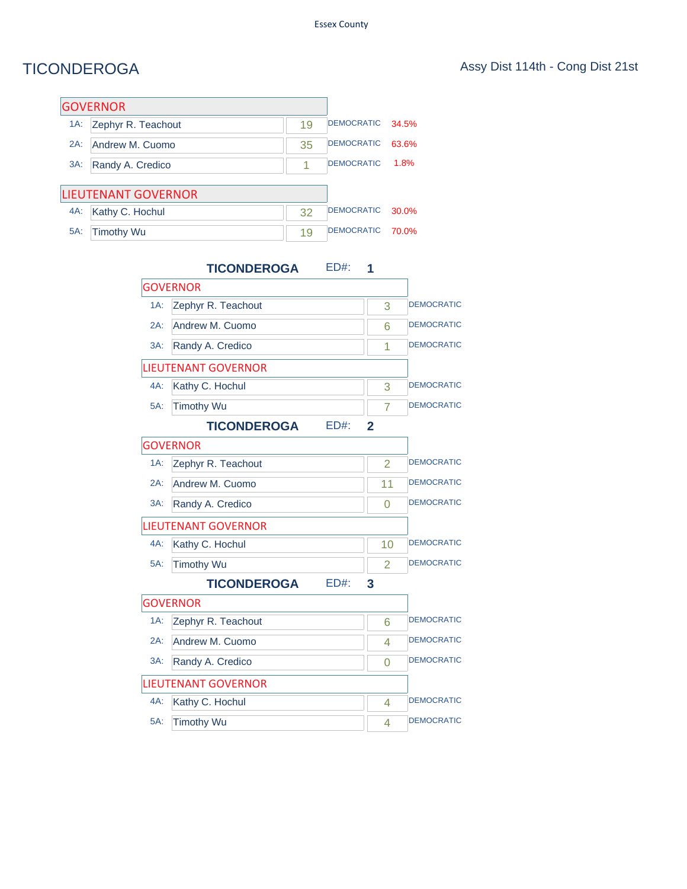Essex County

# TICONDEROGA

Assy Dist 114th - Cong Dist 21st

| GOVERNOR | | | | |
|---|---|---|---|---|
| 1A: | Zephyr R. Teachout | 19 | DEMOCRATIC | 34.5% |
| 2A: | Andrew M. Cuomo | 35 | DEMOCRATIC | 63.6% |
| 3A: | Randy A. Credico | 1 | DEMOCRATIC | 1.8% |

| LIEUTENANT GOVERNOR | | | | |
|---|---|---|---|---|
| 4A: | Kathy C. Hochul | 32 | DEMOCRATIC | 30.0% |
| 5A: | Timothy Wu | 19 | DEMOCRATIC | 70.0% |

## TICONDEROGA ED#: 1

| GOVERNOR | | | |
|---|---|---|---|
| 1A: | Zephyr R. Teachout | 3 | DEMOCRATIC |
| 2A: | Andrew M. Cuomo | 6 | DEMOCRATIC |
| 3A: | Randy A. Credico | 1 | DEMOCRATIC |

| LIEUTENANT GOVERNOR | | | |
|---|---|---|---|
| 4A: | Kathy C. Hochul | 3 | DEMOCRATIC |
| 5A: | Timothy Wu | 7 | DEMOCRATIC |

## TICONDEROGA ED#: 2

| GOVERNOR | | | |
|---|---|---|---|
| 1A: | Zephyr R. Teachout | 2 | DEMOCRATIC |
| 2A: | Andrew M. Cuomo | 11 | DEMOCRATIC |
| 3A: | Randy A. Credico | 0 | DEMOCRATIC |

| LIEUTENANT GOVERNOR | | | |
|---|---|---|---|
| 4A: | Kathy C. Hochul | 10 | DEMOCRATIC |
| 5A: | Timothy Wu | 2 | DEMOCRATIC |

## TICONDEROGA ED#: 3

| GOVERNOR | | | |
|---|---|---|---|
| 1A: | Zephyr R. Teachout | 6 | DEMOCRATIC |
| 2A: | Andrew M. Cuomo | 4 | DEMOCRATIC |
| 3A: | Randy A. Credico | 0 | DEMOCRATIC |

| LIEUTENANT GOVERNOR | | | |
|---|---|---|---|
| 4A: | Kathy C. Hochul | 4 | DEMOCRATIC |
| 5A: | Timothy Wu | 4 | DEMOCRATIC |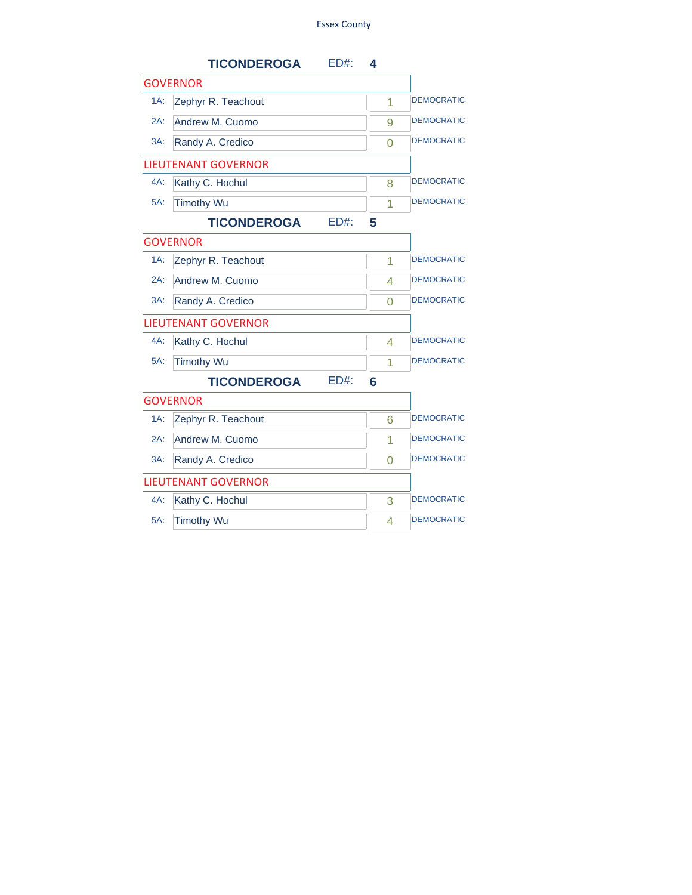Essex County

## TICONDEROGA ED#: 4

| GOVERNOR | | | |
|---|---|---|---|
| 1A: | Zephyr R. Teachout | 1 | DEMOCRATIC |
| 2A: | Andrew M. Cuomo | 9 | DEMOCRATIC |
| 3A: | Randy A. Credico | 0 | DEMOCRATIC |

| LIEUTENANT GOVERNOR | | | |
|---|---|---|---|
| 4A: | Kathy C. Hochul | 8 | DEMOCRATIC |
| 5A: | Timothy Wu | 1 | DEMOCRATIC |

## TICONDEROGA ED#: 5

| GOVERNOR | | | |
|---|---|---|---|
| 1A: | Zephyr R. Teachout | 1 | DEMOCRATIC |
| 2A: | Andrew M. Cuomo | 4 | DEMOCRATIC |
| 3A: | Randy A. Credico | 0 | DEMOCRATIC |

| LIEUTENANT GOVERNOR | | | |
|---|---|---|---|
| 4A: | Kathy C. Hochul | 4 | DEMOCRATIC |
| 5A: | Timothy Wu | 1 | DEMOCRATIC |

## TICONDEROGA ED#: 6

| GOVERNOR | | | |
|---|---|---|---|
| 1A: | Zephyr R. Teachout | 6 | DEMOCRATIC |
| 2A: | Andrew M. Cuomo | 1 | DEMOCRATIC |
| 3A: | Randy A. Credico | 0 | DEMOCRATIC |

| LIEUTENANT GOVERNOR | | | |
|---|---|---|---|
| 4A: | Kathy C. Hochul | 3 | DEMOCRATIC |
| 5A: | Timothy Wu | 4 | DEMOCRATIC |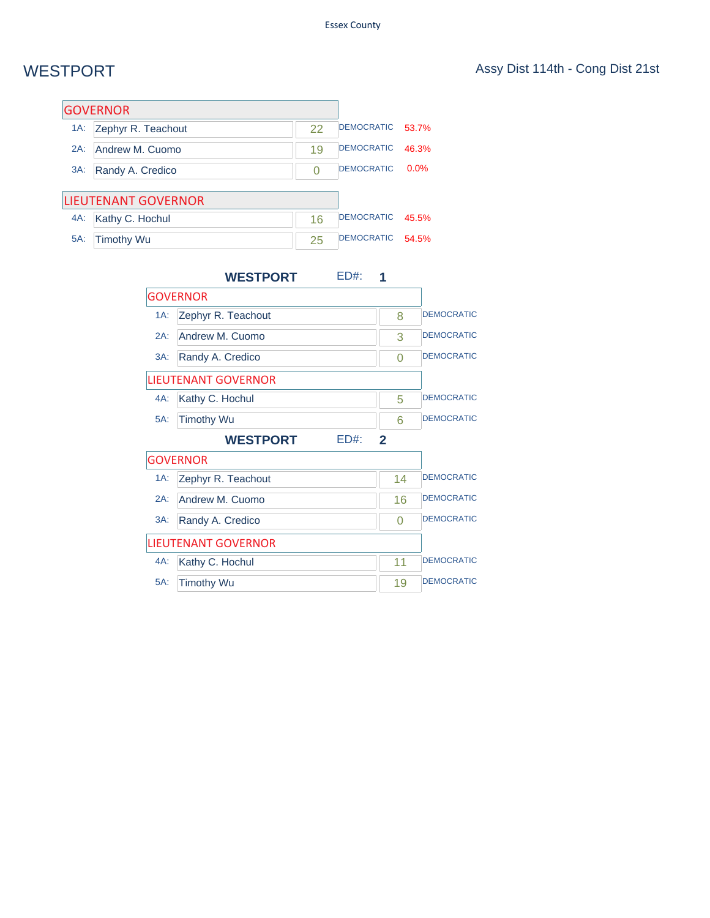# WESTPORT

Assy Dist 114th - Cong Dist 21st

## GOVERNOR

| | Candidate | Votes | Party | % |
|---|---|---|---|---|
| 1A: | Zephyr R. Teachout | 22 | DEMOCRATIC | 53.7% |
| 2A: | Andrew M. Cuomo | 19 | DEMOCRATIC | 46.3% |
| 3A: | Randy A. Credico | 0 | DEMOCRATIC | 0.0% |

## LIEUTENANT GOVERNOR

| | Candidate | Votes | Party | % |
|---|---|---|---|---|
| 4A: | Kathy C. Hochul | 16 | DEMOCRATIC | 45.5% |
| 5A: | Timothy Wu | 25 | DEMOCRATIC | 54.5% |

### WESTPORT ED#: 1

**GOVERNOR**

| | Candidate | Votes | Party |
|---|---|---|---|
| 1A: | Zephyr R. Teachout | 8 | DEMOCRATIC |
| 2A: | Andrew M. Cuomo | 3 | DEMOCRATIC |
| 3A: | Randy A. Credico | 0 | DEMOCRATIC |

**LIEUTENANT GOVERNOR**

| | Candidate | Votes | Party |
|---|---|---|---|
| 4A: | Kathy C. Hochul | 5 | DEMOCRATIC |
| 5A: | Timothy Wu | 6 | DEMOCRATIC |

### WESTPORT ED#: 2

**GOVERNOR**

| | Candidate | Votes | Party |
|---|---|---|---|
| 1A: | Zephyr R. Teachout | 14 | DEMOCRATIC |
| 2A: | Andrew M. Cuomo | 16 | DEMOCRATIC |
| 3A: | Randy A. Credico | 0 | DEMOCRATIC |

**LIEUTENANT GOVERNOR**

| | Candidate | Votes | Party |
|---|---|---|---|
| 4A: | Kathy C. Hochul | 11 | DEMOCRATIC |
| 5A: | Timothy Wu | 19 | DEMOCRATIC |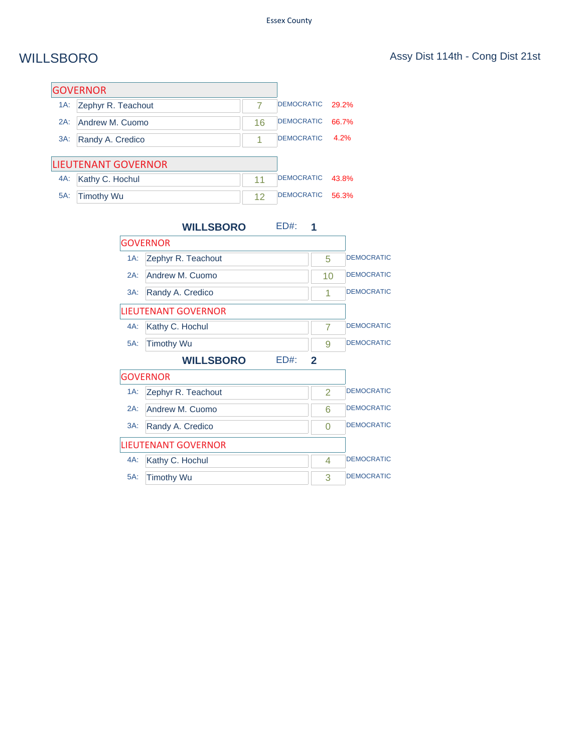# WILLSBORO

Assy Dist 114th - Cong Dist 21st

| GOVERNOR | | | | |
|---|---|---|---|---|
| 1A: | Zephyr R. Teachout | 7 | DEMOCRATIC | 29.2% |
| 2A: | Andrew M. Cuomo | 16 | DEMOCRATIC | 66.7% |
| 3A: | Randy A. Credico | 1 | DEMOCRATIC | 4.2% |

| LIEUTENANT GOVERNOR | | | | |
|---|---|---|---|---|
| 4A: | Kathy C. Hochul | 11 | DEMOCRATIC | 43.8% |
| 5A: | Timothy Wu | 12 | DEMOCRATIC | 56.3% |

## WILLSBORO ED#: 1

| GOVERNOR | | | |
|---|---|---|---|
| 1A: | Zephyr R. Teachout | 5 | DEMOCRATIC |
| 2A: | Andrew M. Cuomo | 10 | DEMOCRATIC |
| 3A: | Randy A. Credico | 1 | DEMOCRATIC |

| LIEUTENANT GOVERNOR | | | |
|---|---|---|---|
| 4A: | Kathy C. Hochul | 7 | DEMOCRATIC |
| 5A: | Timothy Wu | 9 | DEMOCRATIC |

## WILLSBORO ED#: 2

| GOVERNOR | | | |
|---|---|---|---|
| 1A: | Zephyr R. Teachout | 2 | DEMOCRATIC |
| 2A: | Andrew M. Cuomo | 6 | DEMOCRATIC |
| 3A: | Randy A. Credico | 0 | DEMOCRATIC |

| LIEUTENANT GOVERNOR | | | |
|---|---|---|---|
| 4A: | Kathy C. Hochul | 4 | DEMOCRATIC |
| 5A: | Timothy Wu | 3 | DEMOCRATIC |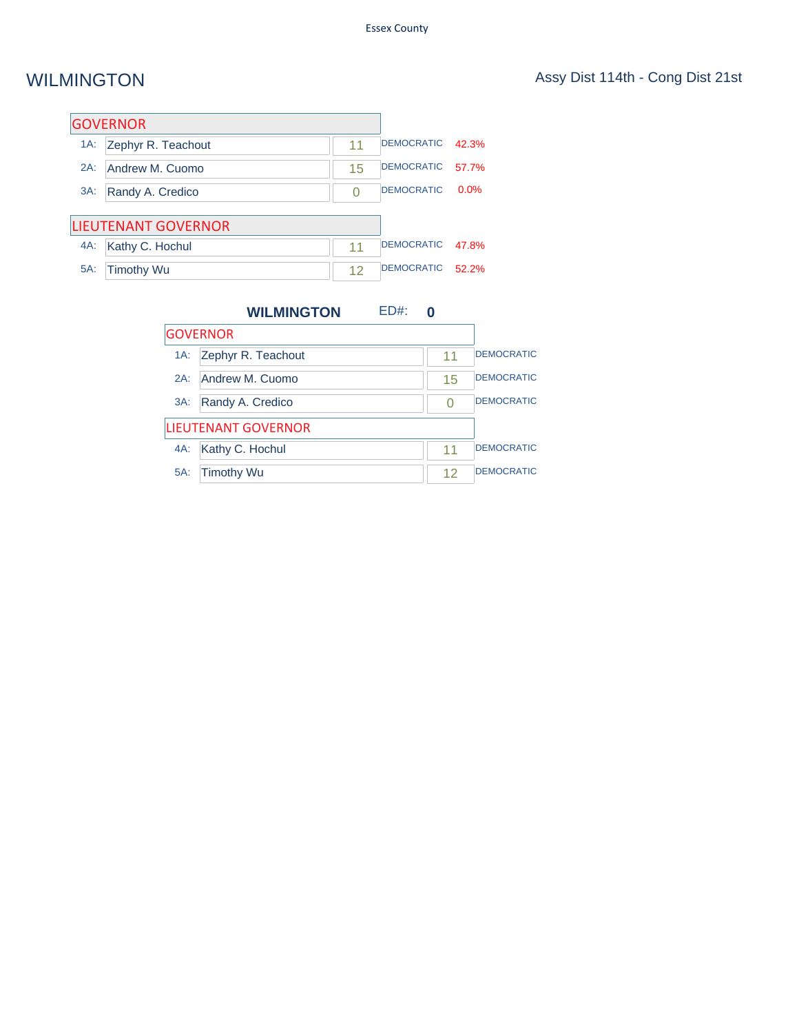Essex County

# WILMINGTON

Assy Dist 114th - Cong Dist 21st

| GOVERNOR | | | | |
|---|---|---|---|---|
| 1A: | Zephyr R. Teachout | 11 | DEMOCRATIC | 42.3% |
| 2A: | Andrew M. Cuomo | 15 | DEMOCRATIC | 57.7% |
| 3A: | Randy A. Credico | 0 | DEMOCRATIC | 0.0% |

| LIEUTENANT GOVERNOR | | | | |
|---|---|---|---|---|
| 4A: | Kathy C. Hochul | 11 | DEMOCRATIC | 47.8% |
| 5A: | Timothy Wu | 12 | DEMOCRATIC | 52.2% |

## WILMINGTON ED#: 0

| GOVERNOR | | | |
|---|---|---|---|
| 1A: | Zephyr R. Teachout | 11 | DEMOCRATIC |
| 2A: | Andrew M. Cuomo | 15 | DEMOCRATIC |
| 3A: | Randy A. Credico | 0 | DEMOCRATIC |

| LIEUTENANT GOVERNOR | | | |
|---|---|---|---|
| 4A: | Kathy C. Hochul | 11 | DEMOCRATIC |
| 5A: | Timothy Wu | 12 | DEMOCRATIC |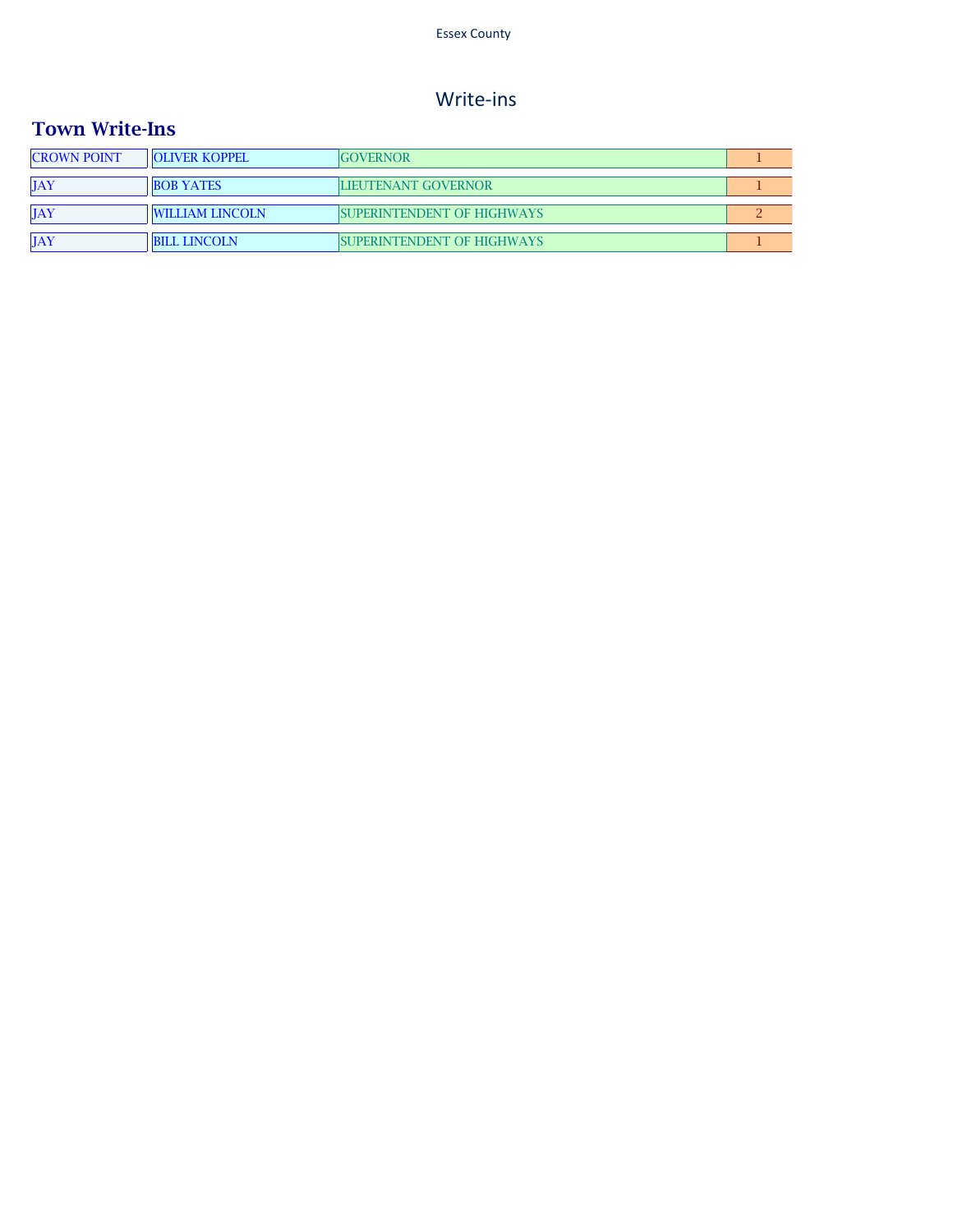Essex County

# Write-ins

## Town Write-Ins

| | | | |
|---|---|---|---|
| CROWN POINT | OLIVER KOPPEL | GOVERNOR | 1 |
| JAY | BOB YATES | LIEUTENANT GOVERNOR | 1 |
| JAY | WILLIAM LINCOLN | SUPERINTENDENT OF HIGHWAYS | 2 |
| JAY | BILL LINCOLN | SUPERINTENDENT OF HIGHWAYS | 1 |